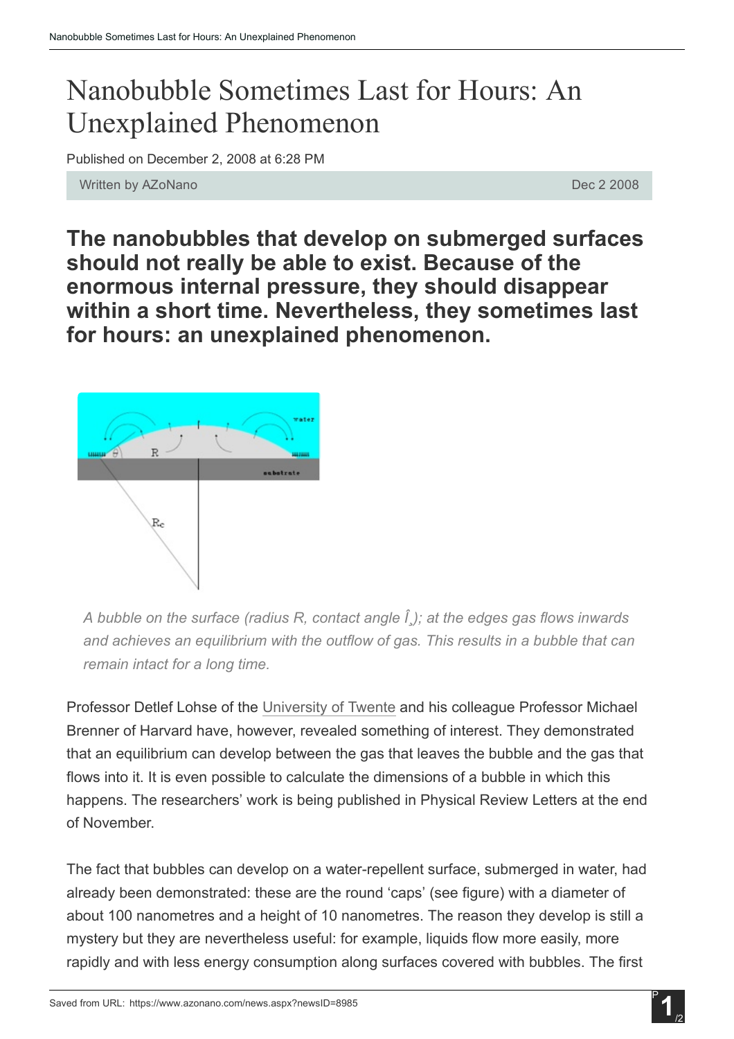# Nanobubble Sometimes Last for Hours: An Unexplained Phenomenon

Published on December 2, 2008 at 6:28 PM

Written by AZoNano Dec 2 2008

**The nanobubbles that develop on submerged surfaces should not really be able to exist. Because of the enormous internal pressure, they should disappear within a short time. Nevertheless, they sometimes last for hours: an unexplained phenomenon.**

*A bubble on the surface (radius R, contact angle Î¸); at the edges gas flows inwards and achieves an equilibrium with the outflow of gas. This results in a bubble that can remain intact for a long time.*

Professor Detlef Lohse of the University of Twente and his colleague Professor Michael Brenner of Harvard have, however, revealed something of interest. They demonstrated that an equilibrium can develop between the gas that leaves the bubble and the gas that flows into it. It is even possible to calculate the dimensions of a bubble in which this happens. The researchers' work is being published in Physical Review Letters at the end of November.

The fact that bubbles can develop on a water-repellent surface, submerged in water, had already been demonstrated: these are the round 'caps' (see figure) with a diameter of about 100 nanometres and a height of 10 nanometres. The reason they develop is still a mystery but they are nevertheless useful: for example, liquids flow more easily, more rapidly and with less energy consumption along surfaces covered with bubbles. The first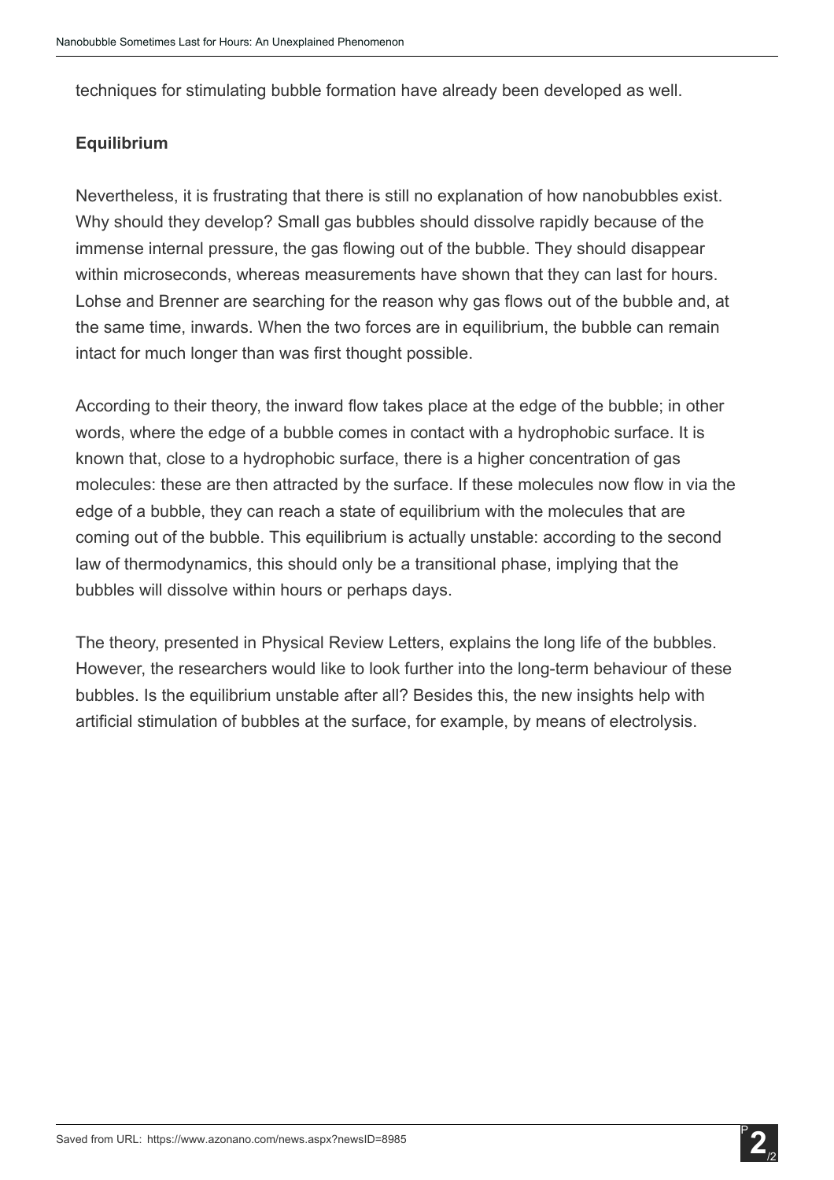techniques for stimulating bubble formation have already been developed as well.

**Equilibrium**

Nevertheless, it is frustrating that there is still no explanation of how nanobubbles exist. Why should they develop? Small gas bubbles should dissolve rapidly because of the immense internal pressure, the gas flowing out of the bubble. They should disappear within microseconds, whereas measurements have shown that they can last for hours. Lohse and Brenner are searching for the reason why gas flows out of the bubble and, at the same time, inwards. When the two forces are in equilibrium, the bubble can remain intact for much longer than was first thought possible.

According to their theory, the inward flow takes place at the edge of the bubble; in other words, where the edge of a bubble comes in contact with a hydrophobic surface. It is known that, close to a hydrophobic surface, there is a higher concentration of gas molecules: these are then attracted by the surface. If these molecules now flow in via the edge of a bubble, they can reach a state of equilibrium with the molecules that are coming out of the bubble. This equilibrium is actually unstable: according to the second law of thermodynamics, this should only be a transitional phase, implying that the bubbles will dissolve within hours or perhaps days.

The theory, presented in Physical Review Letters, explains the long life of the bubbles. However, the researchers would like to look further into the long-term behaviour of these bubbles. Is the equilibrium unstable after all? Besides this, the new insights help with artificial stimulation of bubbles at the surface, for example, by means of electrolysis.